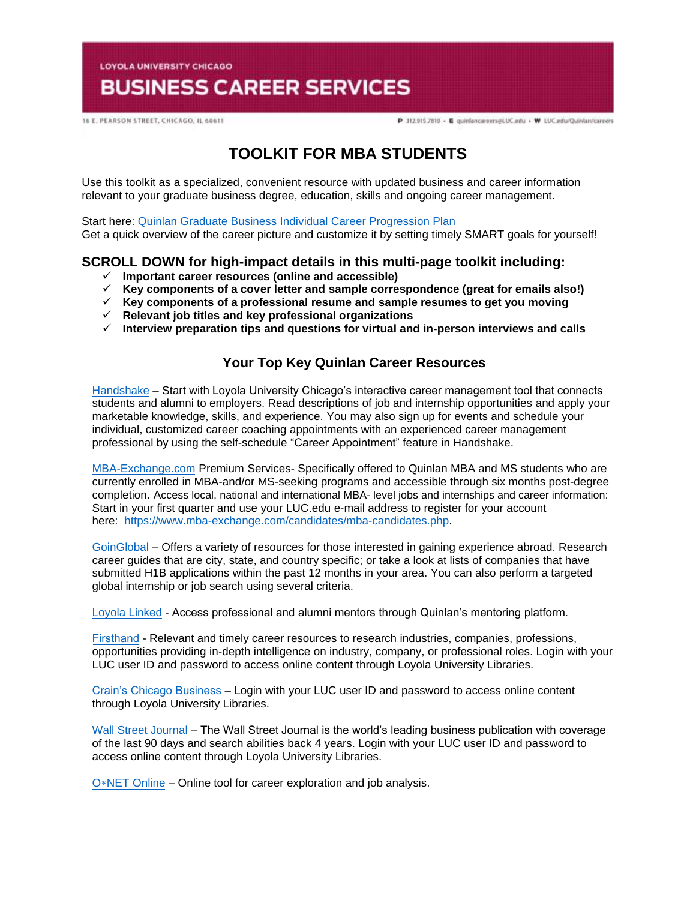LOYOLA UNIVERSITY CHICAGO

**BUSINESS CAREER SERVICES**

16 E. PEARSON STREET, CHICAGO, IL 60611

P 312.915.7810 • E quinlancareers@LUC.edu • W LUC.edu/Quinlan/careers

# TOOLKIT FOR MBA STUDENTS

Use this toolkit as a specialized, convenient resource with updated business and career information relevant to your graduate business degree, education, skills and ongoing career management.

Start here: Quinlan Graduate Business Individual Career Progression Plan
Get a quick overview of the career picture and customize it by setting timely SMART goals for yourself!

## SCROLL DOWN for high-impact details in this multi-page toolkit including:

- ✓ **Important career resources (online and accessible)**
- ✓ **Key components of a cover letter and sample correspondence (great for emails also!)**
- ✓ **Key components of a professional resume and sample resumes to get you moving**
- ✓ **Relevant job titles and key professional organizations**
- ✓ **Interview preparation tips and questions for virtual and in-person interviews and calls**

### Your Top Key Quinlan Career Resources

Handshake – Start with Loyola University Chicago's interactive career management tool that connects students and alumni to employers. Read descriptions of job and internship opportunities and apply your marketable knowledge, skills, and experience. You may also sign up for events and schedule your individual, customized career coaching appointments with an experienced career management professional by using the self-schedule "Career Appointment" feature in Handshake.

MBA-Exchange.com Premium Services- Specifically offered to Quinlan MBA and MS students who are currently enrolled in MBA-and/or MS-seeking programs and accessible through six months post-degree completion. Access local, national and international MBA- level jobs and internships and career information: Start in your first quarter and use your LUC.edu e-mail address to register for your account here: https://www.mba-exchange.com/candidates/mba-candidates.php.

GoinGlobal – Offers a variety of resources for those interested in gaining experience abroad. Research career guides that are city, state, and country specific; or take a look at lists of companies that have submitted H1B applications within the past 12 months in your area. You can also perform a targeted global internship or job search using several criteria.

Loyola Linked - Access professional and alumni mentors through Quinlan's mentoring platform.

Firsthand - Relevant and timely career resources to research industries, companies, professions, opportunities providing in-depth intelligence on industry, company, or professional roles. Login with your LUC user ID and password to access online content through Loyola University Libraries.

Crain's Chicago Business – Login with your LUC user ID and password to access online content through Loyola University Libraries.

Wall Street Journal – The Wall Street Journal is the world's leading business publication with coverage of the last 90 days and search abilities back 4 years. Login with your LUC user ID and password to access online content through Loyola University Libraries.

O*NET Online – Online tool for career exploration and job analysis.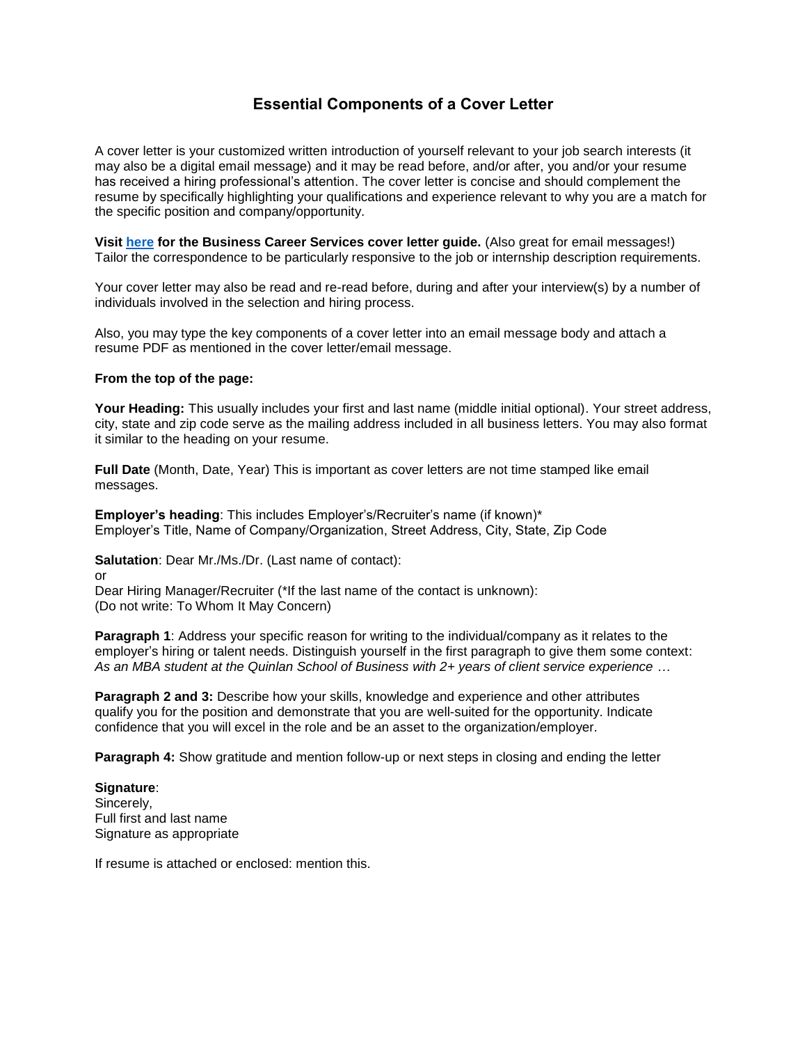# Essential Components of a Cover Letter

A cover letter is your customized written introduction of yourself relevant to your job search interests (it may also be a digital email message) and it may be read before, and/or after, you and/or your resume has received a hiring professional's attention. The cover letter is concise and should complement the resume by specifically highlighting your qualifications and experience relevant to why you are a match for the specific position and company/opportunity.

**Visit [here](#) for the Business Career Services cover letter guide.** (Also great for email messages!) Tailor the correspondence to be particularly responsive to the job or internship description requirements.

Your cover letter may also be read and re-read before, during and after your interview(s) by a number of individuals involved in the selection and hiring process.

Also, you may type the key components of a cover letter into an email message body and attach a resume PDF as mentioned in the cover letter/email message.

**From the top of the page:**

**Your Heading:** This usually includes your first and last name (middle initial optional). Your street address, city, state and zip code serve as the mailing address included in all business letters. You may also format it similar to the heading on your resume.

**Full Date** (Month, Date, Year) This is important as cover letters are not time stamped like email messages.

**Employer's heading**: This includes Employer's/Recruiter's name (if known)*
Employer's Title, Name of Company/Organization, Street Address, City, State, Zip Code

**Salutation**: Dear Mr./Ms./Dr. (Last name of contact):
or
Dear Hiring Manager/Recruiter (*If the last name of the contact is unknown):
(Do not write: To Whom It May Concern)

**Paragraph 1**: Address your specific reason for writing to the individual/company as it relates to the employer's hiring or talent needs. Distinguish yourself in the first paragraph to give them some context: *As an MBA student at the Quinlan School of Business with 2+ years of client service experience …*

**Paragraph 2 and 3:** Describe how your skills, knowledge and experience and other attributes qualify you for the position and demonstrate that you are well-suited for the opportunity. Indicate confidence that you will excel in the role and be an asset to the organization/employer.

**Paragraph 4:** Show gratitude and mention follow-up or next steps in closing and ending the letter

**Signature**:
Sincerely,
Full first and last name
Signature as appropriate

If resume is attached or enclosed: mention this.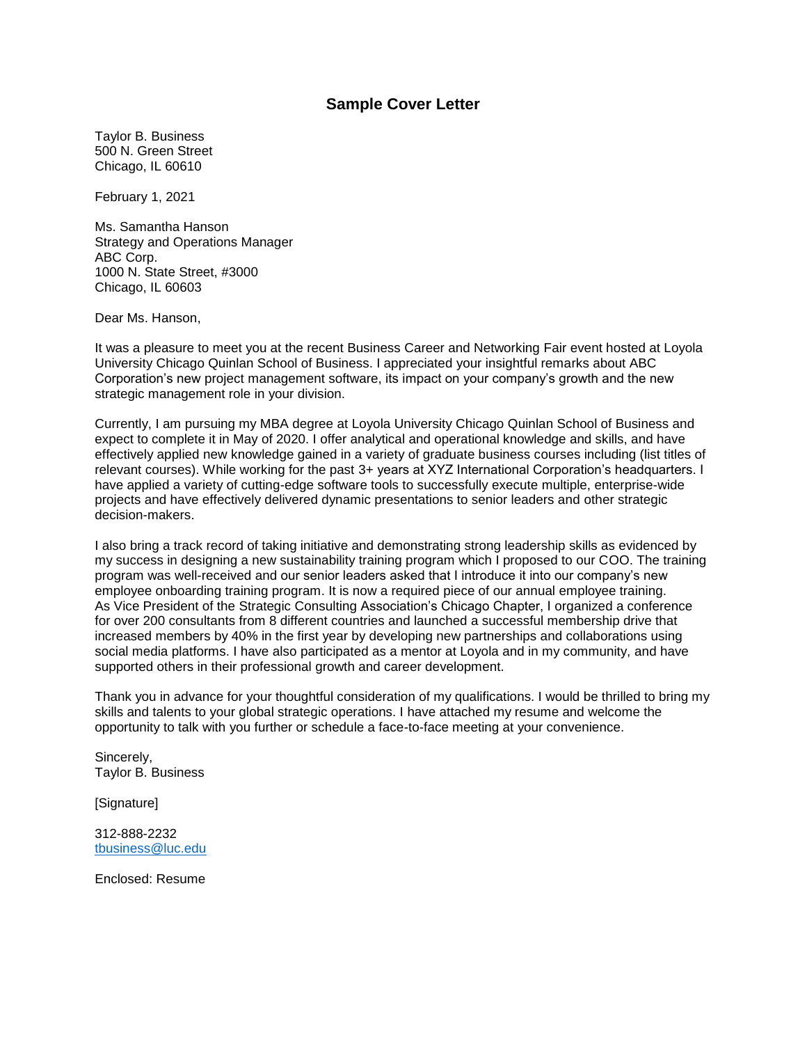# Sample Cover Letter

Taylor B. Business
500 N. Green Street
Chicago, IL 60610

February 1, 2021

Ms. Samantha Hanson
Strategy and Operations Manager
ABC Corp.
1000 N. State Street, #3000
Chicago, IL 60603

Dear Ms. Hanson,

It was a pleasure to meet you at the recent Business Career and Networking Fair event hosted at Loyola University Chicago Quinlan School of Business. I appreciated your insightful remarks about ABC Corporation's new project management software, its impact on your company's growth and the new strategic management role in your division.

Currently, I am pursuing my MBA degree at Loyola University Chicago Quinlan School of Business and expect to complete it in May of 2020. I offer analytical and operational knowledge and skills, and have effectively applied new knowledge gained in a variety of graduate business courses including (list titles of relevant courses). While working for the past 3+ years at XYZ International Corporation's headquarters. I have applied a variety of cutting-edge software tools to successfully execute multiple, enterprise-wide projects and have effectively delivered dynamic presentations to senior leaders and other strategic decision-makers.

I also bring a track record of taking initiative and demonstrating strong leadership skills as evidenced by my success in designing a new sustainability training program which I proposed to our COO. The training program was well-received and our senior leaders asked that I introduce it into our company's new employee onboarding training program. It is now a required piece of our annual employee training. As Vice President of the Strategic Consulting Association's Chicago Chapter, I organized a conference for over 200 consultants from 8 different countries and launched a successful membership drive that increased members by 40% in the first year by developing new partnerships and collaborations using social media platforms. I have also participated as a mentor at Loyola and in my community, and have supported others in their professional growth and career development.

Thank you in advance for your thoughtful consideration of my qualifications. I would be thrilled to bring my skills and talents to your global strategic operations. I have attached my resume and welcome the opportunity to talk with you further or schedule a face-to-face meeting at your convenience.

Sincerely,
Taylor B. Business

[Signature]

312-888-2232
tbusiness@luc.edu

Enclosed: Resume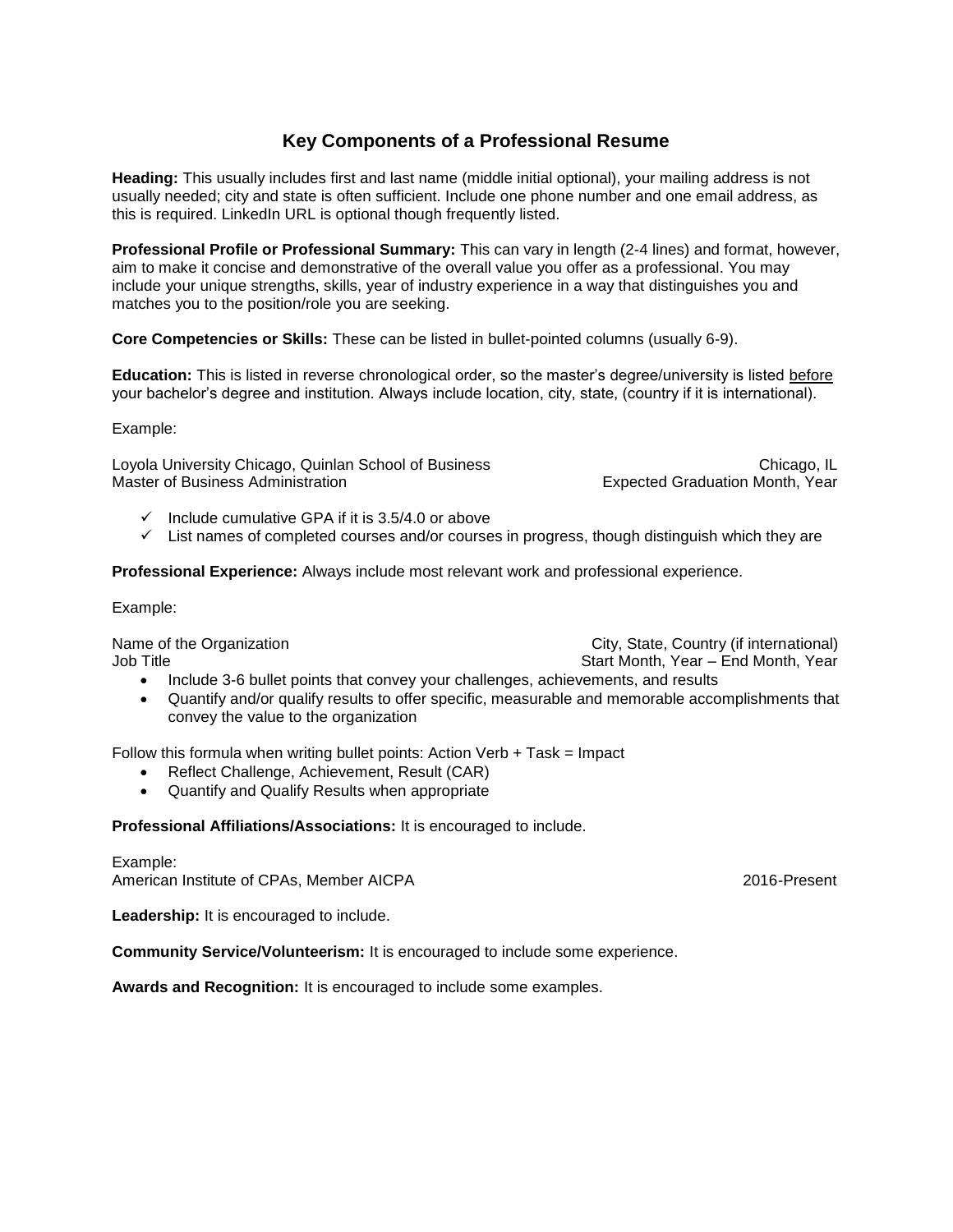# Key Components of a Professional Resume

**Heading:** This usually includes first and last name (middle initial optional), your mailing address is not usually needed; city and state is often sufficient. Include one phone number and one email address, as this is required. LinkedIn URL is optional though frequently listed.

**Professional Profile or Professional Summary:** This can vary in length (2-4 lines) and format, however, aim to make it concise and demonstrative of the overall value you offer as a professional. You may include your unique strengths, skills, year of industry experience in a way that distinguishes you and matches you to the position/role you are seeking.

**Core Competencies or Skills:** These can be listed in bullet-pointed columns (usually 6-9).

**Education:** This is listed in reverse chronological order, so the master's degree/university is listed before your bachelor's degree and institution. Always include location, city, state, (country if it is international).

Example:

Loyola University Chicago, Quinlan School of Business — Chicago, IL
Master of Business Administration — Expected Graduation Month, Year

- ✓ Include cumulative GPA if it is 3.5/4.0 or above
- ✓ List names of completed courses and/or courses in progress, though distinguish which they are

**Professional Experience:** Always include most relevant work and professional experience.

Example:

Name of the Organization — City, State, Country (if international)
Job Title — Start Month, Year – End Month, Year

- Include 3-6 bullet points that convey your challenges, achievements, and results
- Quantify and/or qualify results to offer specific, measurable and memorable accomplishments that convey the value to the organization

Follow this formula when writing bullet points: Action Verb + Task = Impact

- Reflect Challenge, Achievement, Result (CAR)
- Quantify and Qualify Results when appropriate

**Professional Affiliations/Associations:** It is encouraged to include.

Example:
American Institute of CPAs, Member AICPA — 2016-Present

**Leadership:** It is encouraged to include.

**Community Service/Volunteerism:** It is encouraged to include some experience.

**Awards and Recognition:** It is encouraged to include some examples.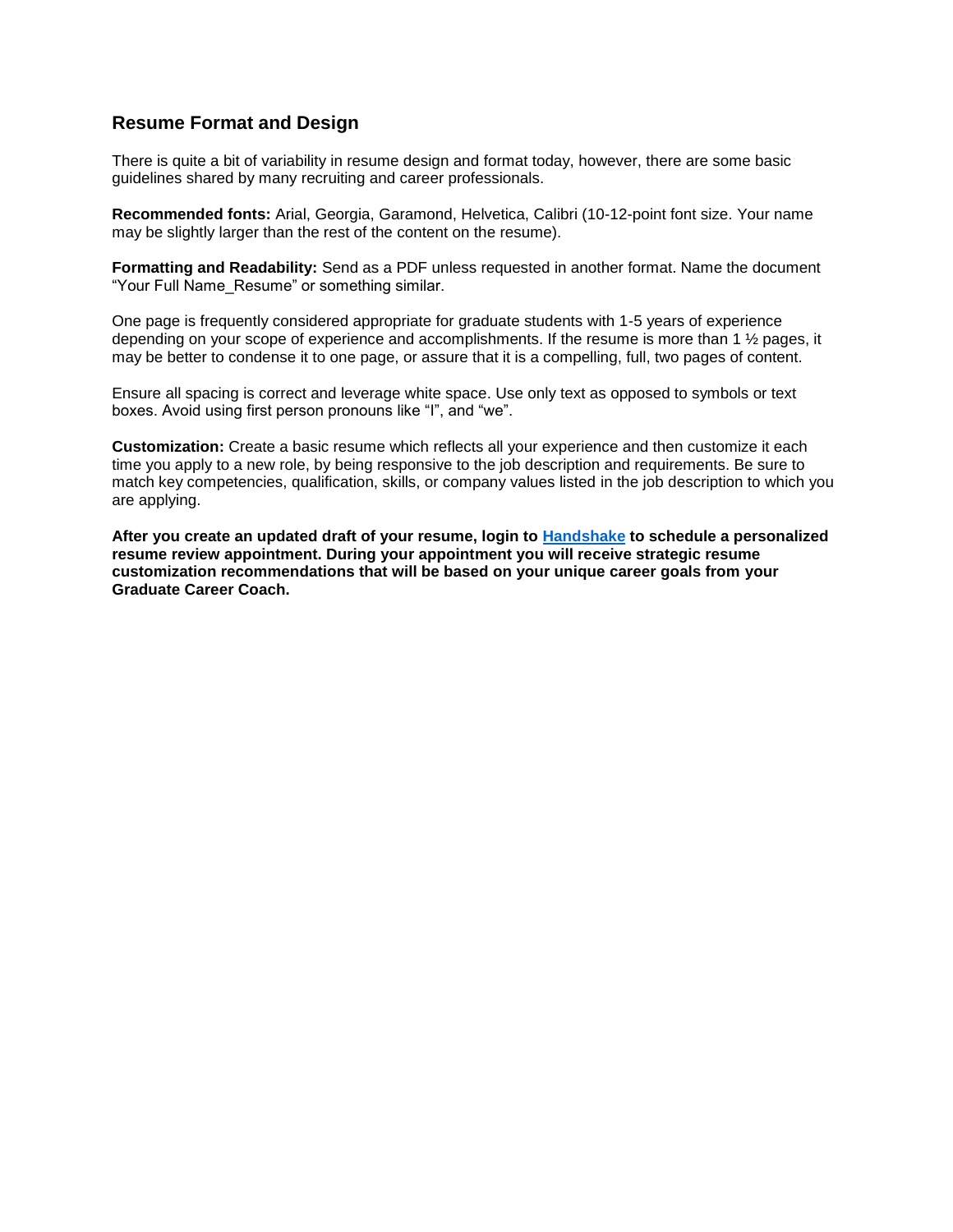## Resume Format and Design

There is quite a bit of variability in resume design and format today, however, there are some basic guidelines shared by many recruiting and career professionals.

**Recommended fonts:** Arial, Georgia, Garamond, Helvetica, Calibri (10-12-point font size. Your name may be slightly larger than the rest of the content on the resume).

**Formatting and Readability:** Send as a PDF unless requested in another format. Name the document "Your Full Name_Resume" or something similar.

One page is frequently considered appropriate for graduate students with 1-5 years of experience depending on your scope of experience and accomplishments. If the resume is more than 1 ½ pages, it may be better to condense it to one page, or assure that it is a compelling, full, two pages of content.

Ensure all spacing is correct and leverage white space. Use only text as opposed to symbols or text boxes. Avoid using first person pronouns like "I", and "we".

**Customization:** Create a basic resume which reflects all your experience and then customize it each time you apply to a new role, by being responsive to the job description and requirements. Be sure to match key competencies, qualification, skills, or company values listed in the job description to which you are applying.

**After you create an updated draft of your resume, login to [Handshake] to schedule a personalized resume review appointment. During your appointment you will receive strategic resume customization recommendations that will be based on your unique career goals from your Graduate Career Coach.**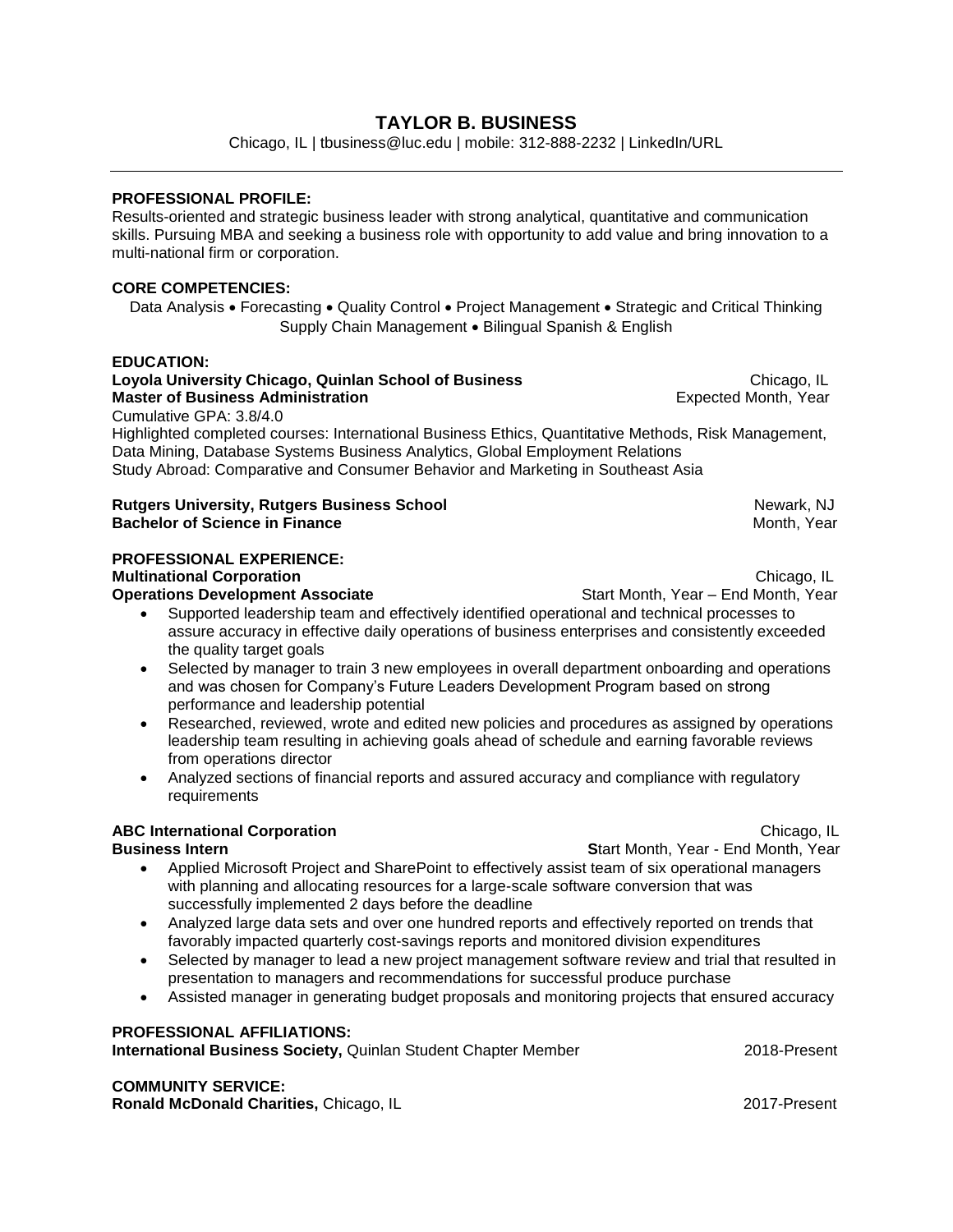# TAYLOR B. BUSINESS

Chicago, IL | tbusiness@luc.edu | mobile: 312-888-2232 | LinkedIn/URL

---

**PROFESSIONAL PROFILE:**

Results-oriented and strategic business leader with strong analytical, quantitative and communication skills. Pursuing MBA and seeking a business role with opportunity to add value and bring innovation to a multi-national firm or corporation.

**CORE COMPETENCIES:**

Data Analysis • Forecasting • Quality Control • Project Management • Strategic and Critical Thinking
Supply Chain Management • Bilingual Spanish & English

**EDUCATION:**

**Loyola University Chicago, Quinlan School of Business** — Chicago, IL
**Master of Business Administration** — Expected Month, Year
Cumulative GPA: 3.8/4.0
Highlighted completed courses: International Business Ethics, Quantitative Methods, Risk Management, Data Mining, Database Systems Business Analytics, Global Employment Relations
Study Abroad: Comparative and Consumer Behavior and Marketing in Southeast Asia

**Rutgers University, Rutgers Business School** — Newark, NJ
**Bachelor of Science in Finance** — Month, Year

**PROFESSIONAL EXPERIENCE:**

**Multinational Corporation** — Chicago, IL
**Operations Development Associate** — Start Month, Year – End Month, Year

- Supported leadership team and effectively identified operational and technical processes to assure accuracy in effective daily operations of business enterprises and consistently exceeded the quality target goals
- Selected by manager to train 3 new employees in overall department onboarding and operations and was chosen for Company's Future Leaders Development Program based on strong performance and leadership potential
- Researched, reviewed, wrote and edited new policies and procedures as assigned by operations leadership team resulting in achieving goals ahead of schedule and earning favorable reviews from operations director
- Analyzed sections of financial reports and assured accuracy and compliance with regulatory requirements

**ABC International Corporation** — Chicago, IL
**Business Intern** — **S**tart Month, Year - End Month, Year

- Applied Microsoft Project and SharePoint to effectively assist team of six operational managers with planning and allocating resources for a large-scale software conversion that was successfully implemented 2 days before the deadline
- Analyzed large data sets and over one hundred reports and effectively reported on trends that favorably impacted quarterly cost-savings reports and monitored division expenditures
- Selected by manager to lead a new project management software review and trial that resulted in presentation to managers and recommendations for successful produce purchase
- Assisted manager in generating budget proposals and monitoring projects that ensured accuracy

**PROFESSIONAL AFFILIATIONS:**

**International Business Society,** Quinlan Student Chapter Member — 2018-Present

**COMMUNITY SERVICE:**

**Ronald McDonald Charities,** Chicago, IL — 2017-Present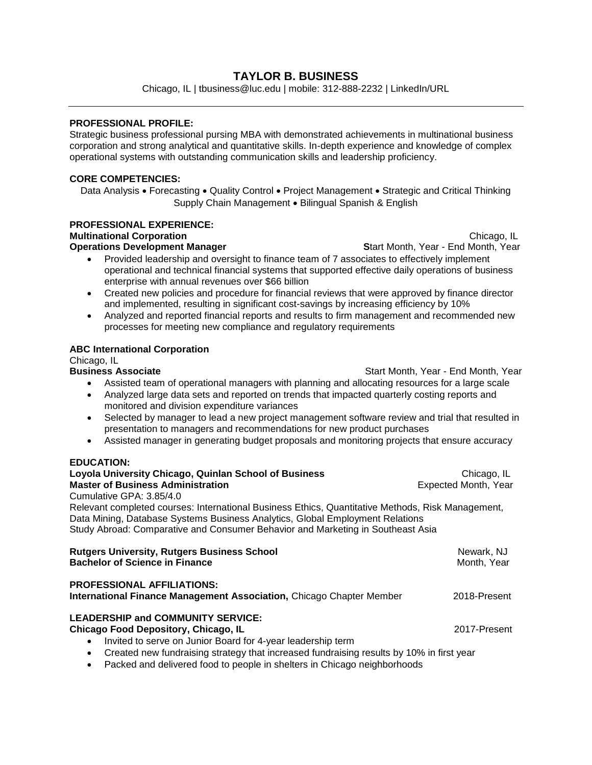# TAYLOR B. BUSINESS

Chicago, IL | tbusiness@luc.edu | mobile: 312-888-2232 | LinkedIn/URL

---

**PROFESSIONAL PROFILE:**

Strategic business professional pursing MBA with demonstrated achievements in multinational business corporation and strong analytical and quantitative skills. In-depth experience and knowledge of complex operational systems with outstanding communication skills and leadership proficiency.

**CORE COMPETENCIES:**

Data Analysis • Forecasting • Quality Control • Project Management • Strategic and Critical Thinking
Supply Chain Management • Bilingual Spanish & English

**PROFESSIONAL EXPERIENCE:**

**Multinational Corporation** — Chicago, IL
**Operations Development Manager** — **S**tart Month, Year - End Month, Year

- Provided leadership and oversight to finance team of 7 associates to effectively implement operational and technical financial systems that supported effective daily operations of business enterprise with annual revenues over $66 billion
- Created new policies and procedure for financial reviews that were approved by finance director and implemented, resulting in significant cost-savings by increasing efficiency by 10%
- Analyzed and reported financial reports and results to firm management and recommended new processes for meeting new compliance and regulatory requirements

**ABC International Corporation**
Chicago, IL
**Business Associate** — Start Month, Year - End Month, Year

- Assisted team of operational managers with planning and allocating resources for a large scale
- Analyzed large data sets and reported on trends that impacted quarterly costing reports and monitored and division expenditure variances
- Selected by manager to lead a new project management software review and trial that resulted in presentation to managers and recommendations for new product purchases
- Assisted manager in generating budget proposals and monitoring projects that ensure accuracy

**EDUCATION:**

**Loyola University Chicago, Quinlan School of Business** — Chicago, IL
**Master of Business Administration** — Expected Month, Year
Cumulative GPA: 3.85/4.0
Relevant completed courses: International Business Ethics, Quantitative Methods, Risk Management, Data Mining, Database Systems Business Analytics, Global Employment Relations
Study Abroad: Comparative and Consumer Behavior and Marketing in Southeast Asia

**Rutgers University, Rutgers Business School** — Newark, NJ
**Bachelor of Science in Finance** — Month, Year

**PROFESSIONAL AFFILIATIONS:**

**International Finance Management Association,** Chicago Chapter Member — 2018-Present

**LEADERSHIP and COMMUNITY SERVICE:**

**Chicago Food Depository, Chicago, IL** — 2017-Present

- Invited to serve on Junior Board for 4-year leadership term
- Created new fundraising strategy that increased fundraising results by 10% in first year
- Packed and delivered food to people in shelters in Chicago neighborhoods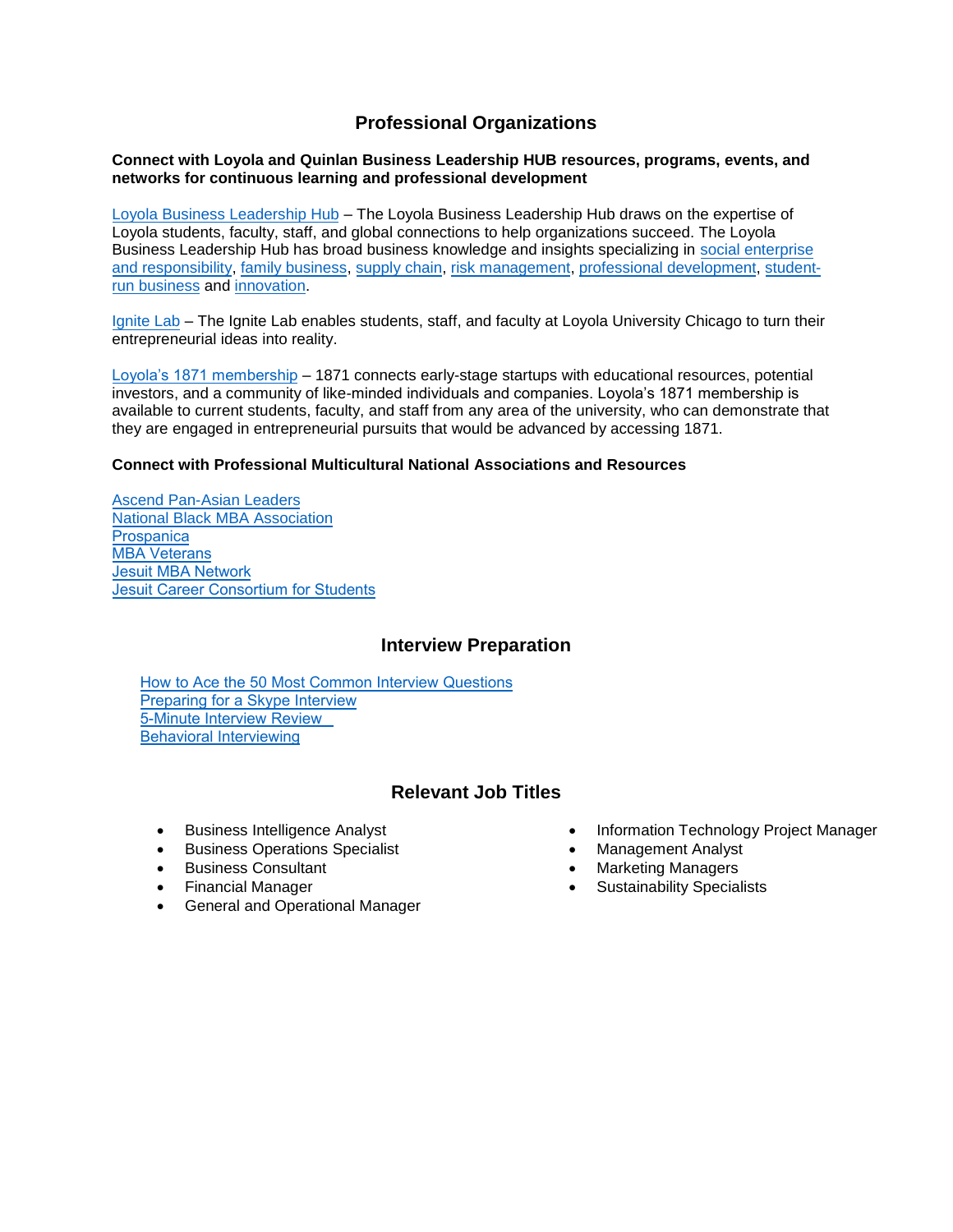## Professional Organizations

**Connect with Loyola and Quinlan Business Leadership HUB resources, programs, events, and networks for continuous learning and professional development**

Loyola Business Leadership Hub – The Loyola Business Leadership Hub draws on the expertise of Loyola students, faculty, staff, and global connections to help organizations succeed. The Loyola Business Leadership Hub has broad business knowledge and insights specializing in social enterprise and responsibility, family business, supply chain, risk management, professional development, student-run business and innovation.

Ignite Lab – The Ignite Lab enables students, staff, and faculty at Loyola University Chicago to turn their entrepreneurial ideas into reality.

Loyola's 1871 membership – 1871 connects early-stage startups with educational resources, potential investors, and a community of like-minded individuals and companies. Loyola's 1871 membership is available to current students, faculty, and staff from any area of the university, who can demonstrate that they are engaged in entrepreneurial pursuits that would be advanced by accessing 1871.

**Connect with Professional Multicultural National Associations and Resources**

Ascend Pan-Asian Leaders
National Black MBA Association
Prospanica
MBA Veterans
Jesuit MBA Network
Jesuit Career Consortium for Students

## Interview Preparation

How to Ace the 50 Most Common Interview Questions
Preparing for a Skype Interview
5-Minute Interview Review
Behavioral Interviewing

## Relevant Job Titles

- Business Intelligence Analyst
- Business Operations Specialist
- Business Consultant
- Financial Manager
- General and Operational Manager
- Information Technology Project Manager
- Management Analyst
- Marketing Managers
- Sustainability Specialists